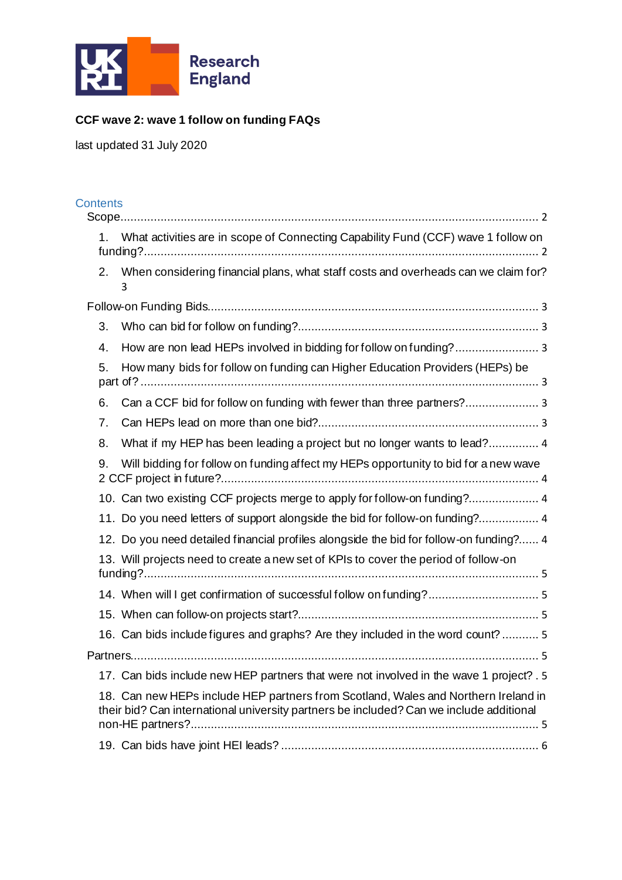Research England

**CCF wave 2: wave 1 follow on funding FAQs**

last updated 31 July 2020

## Contents

Scope ..... 2

1. What activities are in scope of Connecting Capability Fund (CCF) wave 1 follow on funding? ..... 2
2. When considering financial plans, what staff costs and overheads can we claim for? ..... 3

Follow-on Funding Bids ..... 3

3. Who can bid for follow on funding? ..... 3
4. How are non lead HEPs involved in bidding for follow on funding? ..... 3
5. How many bids for follow on funding can Higher Education Providers (HEPs) be part of? ..... 3
6. Can a CCF bid for follow on funding with fewer than three partners? ..... 3
7. Can HEPs lead on more than one bid? ..... 3
8. What if my HEP has been leading a project but no longer wants to lead? ..... 4
9. Will bidding for follow on funding affect my HEPs opportunity to bid for a new wave 2 CCF project in future? ..... 4
10. Can two existing CCF projects merge to apply for follow-on funding? ..... 4
11. Do you need letters of support alongside the bid for follow-on funding? ..... 4
12. Do you need detailed financial profiles alongside the bid for follow-on funding? ..... 4
13. Will projects need to create a new set of KPIs to cover the period of follow-on funding? ..... 5
14. When will I get confirmation of successful follow on funding? ..... 5
15. When can follow-on projects start? ..... 5
16. Can bids include figures and graphs? Are they included in the word count? ..... 5

Partners ..... 5

17. Can bids include new HEP partners that were not involved in the wave 1 project? . 5
18. Can new HEPs include HEP partners from Scotland, Wales and Northern Ireland in their bid? Can international university partners be included? Can we include additional non-HE partners? ..... 5
19. Can bids have joint HEI leads? ..... 6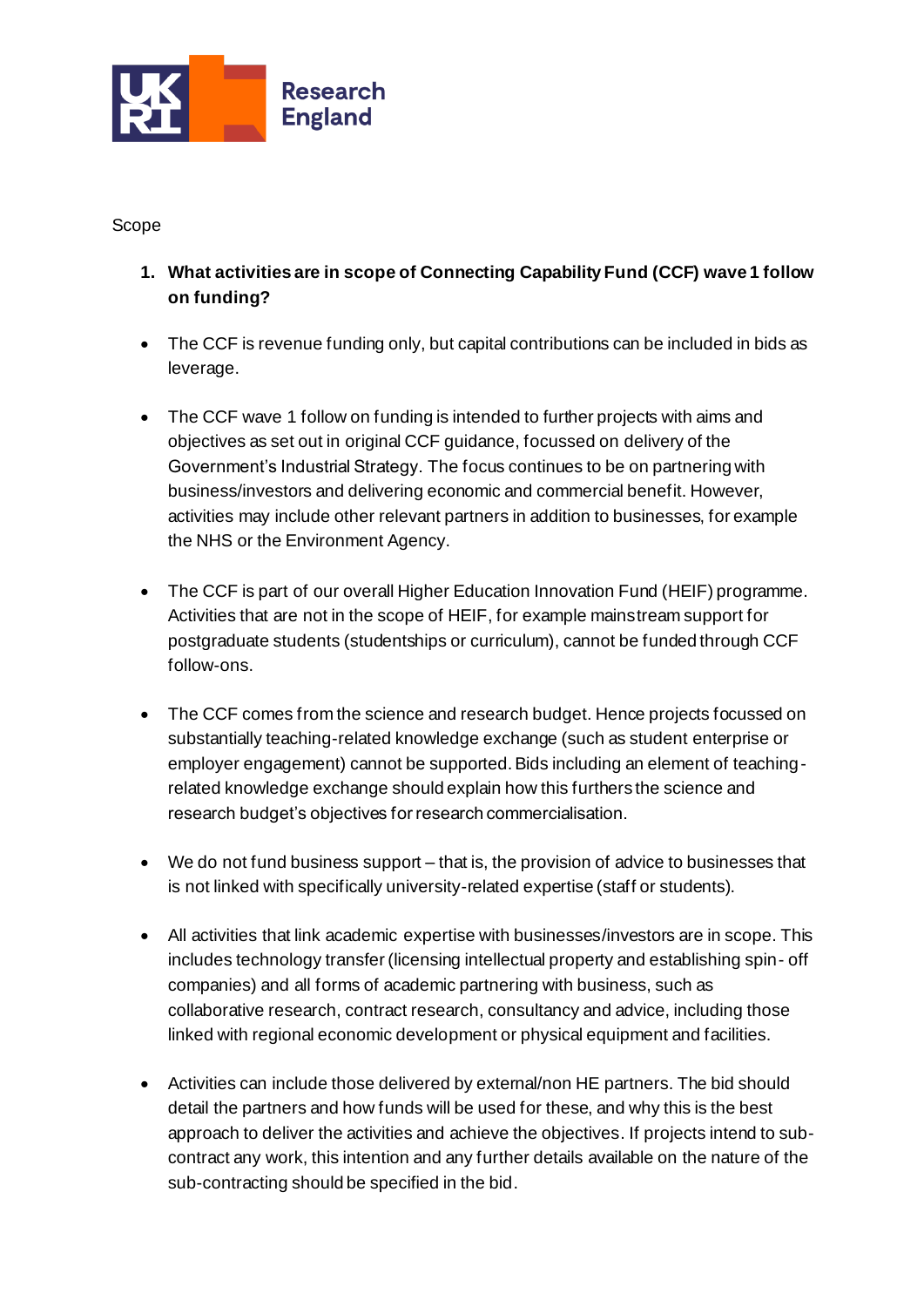Scope

1. **What activities are in scope of Connecting Capability Fund (CCF) wave 1 follow on funding?**

- The CCF is revenue funding only, but capital contributions can be included in bids as leverage.

- The CCF wave 1 follow on funding is intended to further projects with aims and objectives as set out in original CCF guidance, focussed on delivery of the Government's Industrial Strategy. The focus continues to be on partnering with business/investors and delivering economic and commercial benefit. However, activities may include other relevant partners in addition to businesses, for example the NHS or the Environment Agency.

- The CCF is part of our overall Higher Education Innovation Fund (HEIF) programme. Activities that are not in the scope of HEIF, for example mainstream support for postgraduate students (studentships or curriculum), cannot be funded through CCF follow-ons.

- The CCF comes from the science and research budget. Hence projects focussed on substantially teaching-related knowledge exchange (such as student enterprise or employer engagement) cannot be supported. Bids including an element of teaching-related knowledge exchange should explain how this furthers the science and research budget's objectives for research commercialisation.

- We do not fund business support – that is, the provision of advice to businesses that is not linked with specifically university-related expertise (staff or students).

- All activities that link academic expertise with businesses/investors are in scope. This includes technology transfer (licensing intellectual property and establishing spin- off companies) and all forms of academic partnering with business, such as collaborative research, contract research, consultancy and advice, including those linked with regional economic development or physical equipment and facilities.

- Activities can include those delivered by external/non HE partners. The bid should detail the partners and how funds will be used for these, and why this is the best approach to deliver the activities and achieve the objectives. If projects intend to sub-contract any work, this intention and any further details available on the nature of the sub-contracting should be specified in the bid.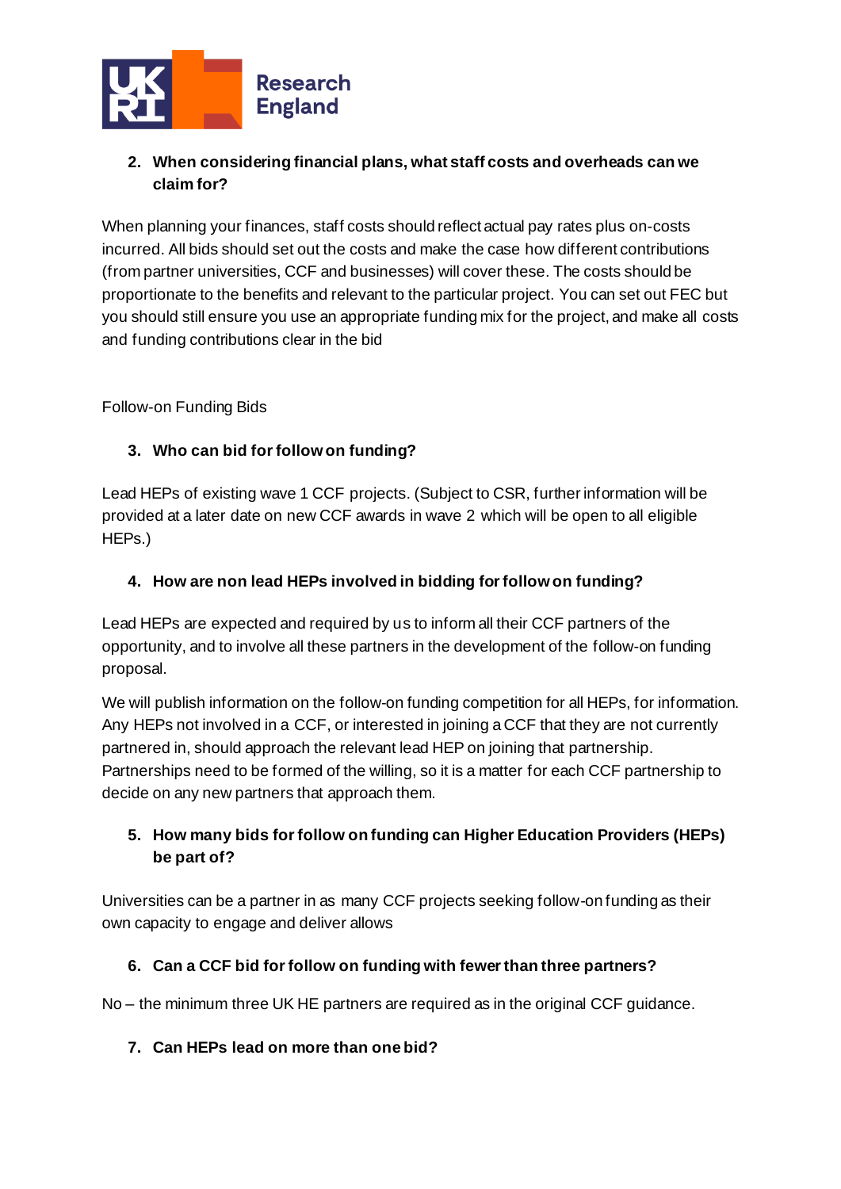2. **When considering financial plans, what staff costs and overheads can we claim for?**

When planning your finances, staff costs should reflect actual pay rates plus on-costs incurred. All bids should set out the costs and make the case how different contributions (from partner universities, CCF and businesses) will cover these. The costs should be proportionate to the benefits and relevant to the particular project. You can set out FEC but you should still ensure you use an appropriate funding mix for the project, and make all costs and funding contributions clear in the bid

Follow-on Funding Bids

3. **Who can bid for follow on funding?**

Lead HEPs of existing wave 1 CCF projects. (Subject to CSR, further information will be provided at a later date on new CCF awards in wave 2 which will be open to all eligible HEPs.)

4. **How are non lead HEPs involved in bidding for follow on funding?**

Lead HEPs are expected and required by us to inform all their CCF partners of the opportunity, and to involve all these partners in the development of the follow-on funding proposal.

We will publish information on the follow-on funding competition for all HEPs, for information. Any HEPs not involved in a CCF, or interested in joining a CCF that they are not currently partnered in, should approach the relevant lead HEP on joining that partnership. Partnerships need to be formed of the willing, so it is a matter for each CCF partnership to decide on any new partners that approach them.

5. **How many bids for follow on funding can Higher Education Providers (HEPs) be part of?**

Universities can be a partner in as many CCF projects seeking follow-on funding as their own capacity to engage and deliver allows

6. **Can a CCF bid for follow on funding with fewer than three partners?**

No – the minimum three UK HE partners are required as in the original CCF guidance.

7. **Can HEPs lead on more than one bid?**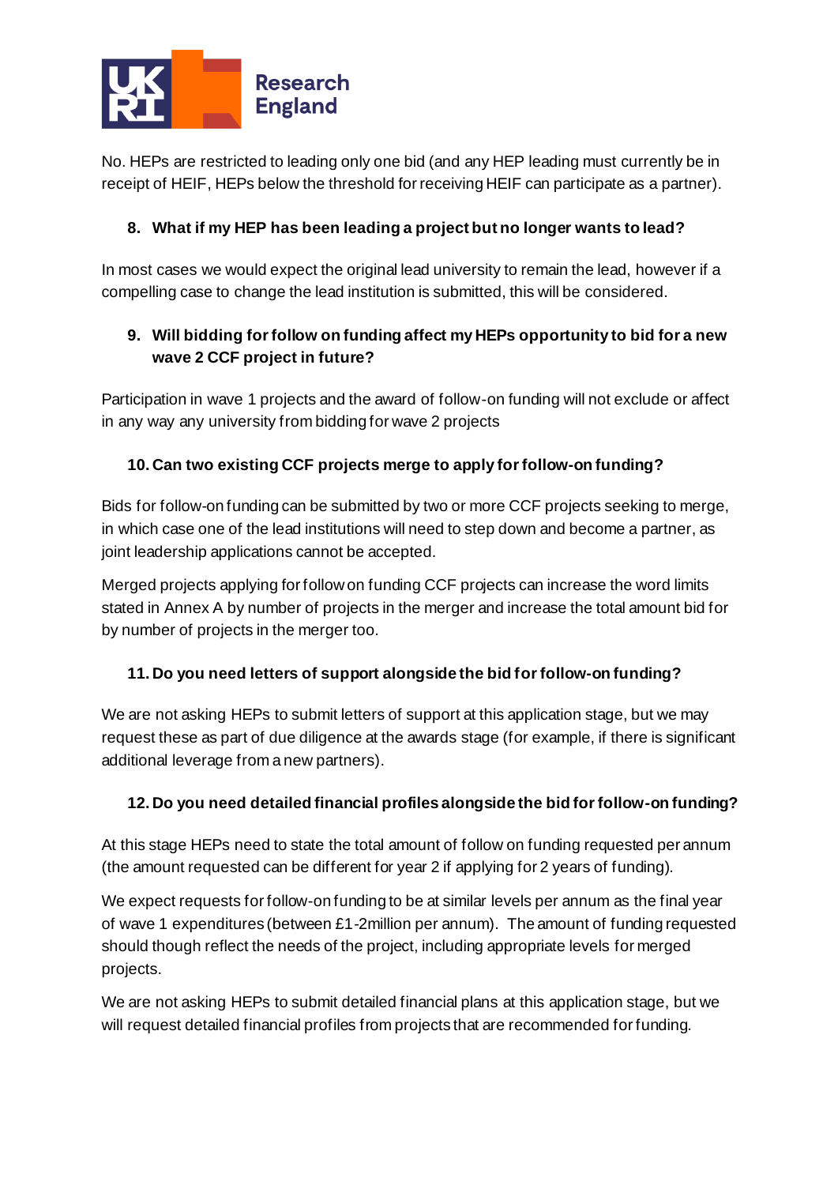No. HEPs are restricted to leading only one bid (and any HEP leading must currently be in receipt of HEIF, HEPs below the threshold for receiving HEIF can participate as a partner).

**8. What if my HEP has been leading a project but no longer wants to lead?**

In most cases we would expect the original lead university to remain the lead, however if a compelling case to change the lead institution is submitted, this will be considered.

**9. Will bidding for follow on funding affect my HEPs opportunity to bid for a new wave 2 CCF project in future?**

Participation in wave 1 projects and the award of follow-on funding will not exclude or affect in any way any university from bidding for wave 2 projects

**10. Can two existing CCF projects merge to apply for follow-on funding?**

Bids for follow-on funding can be submitted by two or more CCF projects seeking to merge, in which case one of the lead institutions will need to step down and become a partner, as joint leadership applications cannot be accepted.

Merged projects applying for follow on funding CCF projects can increase the word limits stated in Annex A by number of projects in the merger and increase the total amount bid for by number of projects in the merger too.

**11. Do you need letters of support alongside the bid for follow-on funding?**

We are not asking HEPs to submit letters of support at this application stage, but we may request these as part of due diligence at the awards stage (for example, if there is significant additional leverage from a new partners).

**12. Do you need detailed financial profiles alongside the bid for follow-on funding?**

At this stage HEPs need to state the total amount of follow on funding requested per annum (the amount requested can be different for year 2 if applying for 2 years of funding).

We expect requests for follow-on funding to be at similar levels per annum as the final year of wave 1 expenditures (between £1-2million per annum). The amount of funding requested should though reflect the needs of the project, including appropriate levels for merged projects.

We are not asking HEPs to submit detailed financial plans at this application stage, but we will request detailed financial profiles from projects that are recommended for funding.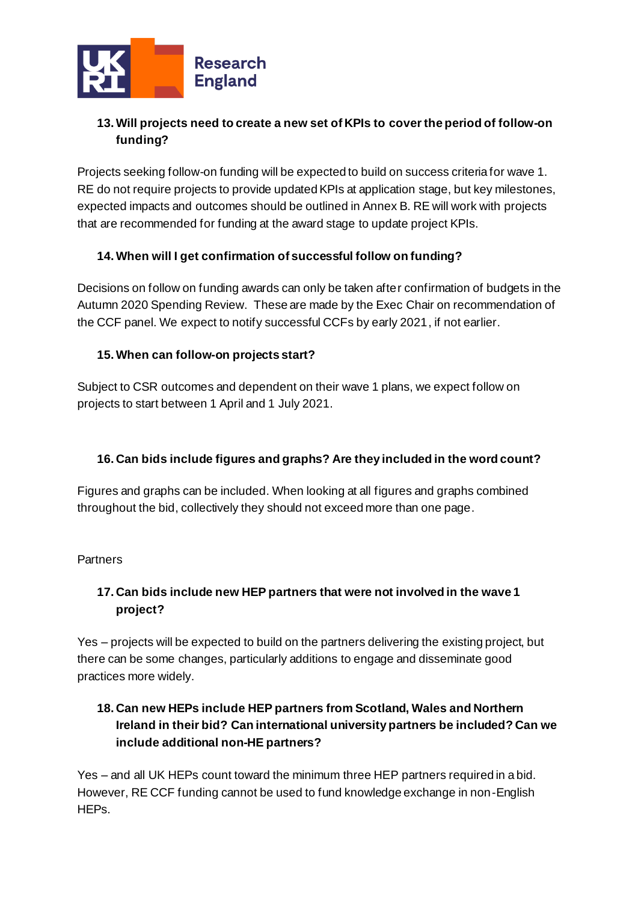**13. Will projects need to create a new set of KPIs to cover the period of follow-on funding?**

Projects seeking follow-on funding will be expected to build on success criteria for wave 1. RE do not require projects to provide updated KPIs at application stage, but key milestones, expected impacts and outcomes should be outlined in Annex B. RE will work with projects that are recommended for funding at the award stage to update project KPIs.

**14. When will I get confirmation of successful follow on funding?**

Decisions on follow on funding awards can only be taken after confirmation of budgets in the Autumn 2020 Spending Review. These are made by the Exec Chair on recommendation of the CCF panel. We expect to notify successful CCFs by early 2021, if not earlier.

**15. When can follow-on projects start?**

Subject to CSR outcomes and dependent on their wave 1 plans, we expect follow on projects to start between 1 April and 1 July 2021.

**16. Can bids include figures and graphs? Are they included in the word count?**

Figures and graphs can be included. When looking at all figures and graphs combined throughout the bid, collectively they should not exceed more than one page.

Partners

**17. Can bids include new HEP partners that were not involved in the wave 1 project?**

Yes – projects will be expected to build on the partners delivering the existing project, but there can be some changes, particularly additions to engage and disseminate good practices more widely.

**18. Can new HEPs include HEP partners from Scotland, Wales and Northern Ireland in their bid? Can international university partners be included? Can we include additional non-HE partners?**

Yes – and all UK HEPs count toward the minimum three HEP partners required in a bid. However, RE CCF funding cannot be used to fund knowledge exchange in non-English HEPs.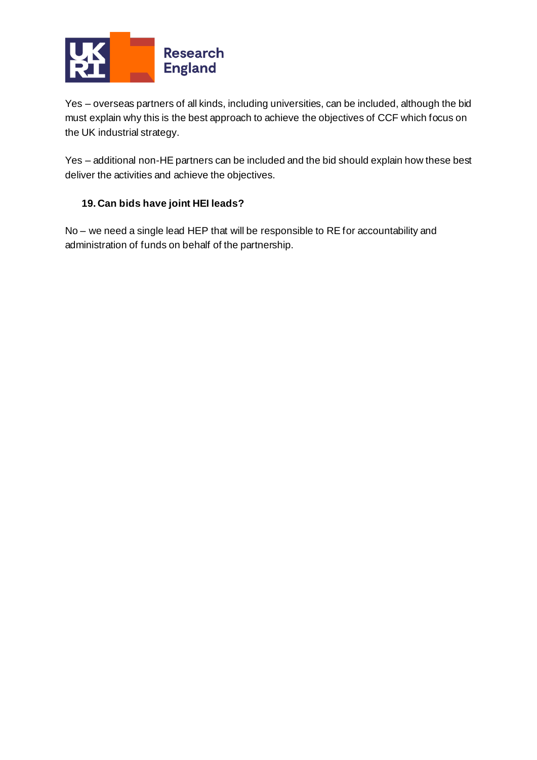Yes – overseas partners of all kinds, including universities, can be included, although the bid must explain why this is the best approach to achieve the objectives of CCF which focus on the UK industrial strategy.

Yes – additional non-HE partners can be included and the bid should explain how these best deliver the activities and achieve the objectives.

**19. Can bids have joint HEI leads?**

No – we need a single lead HEP that will be responsible to RE for accountability and administration of funds on behalf of the partnership.